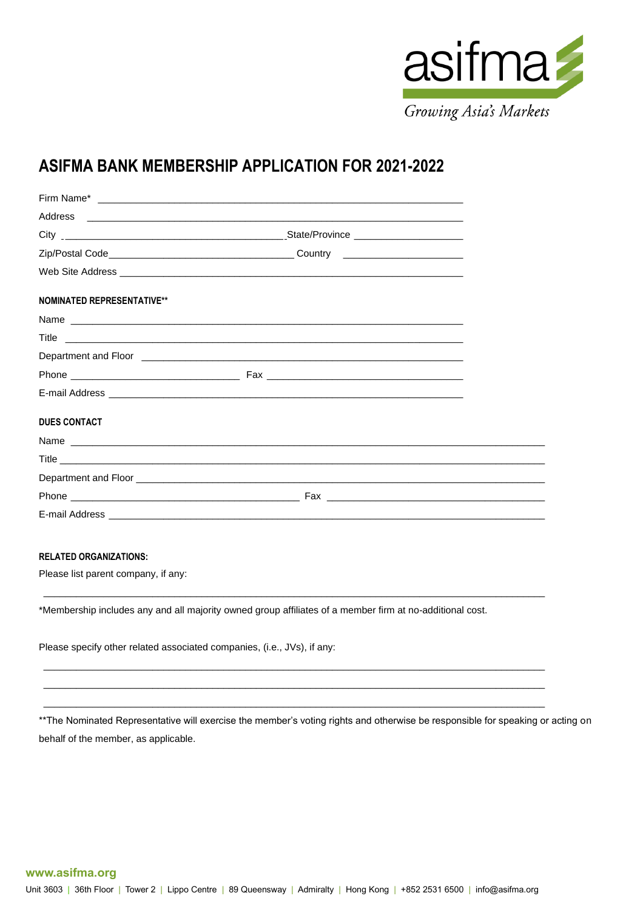asifma

*Growing Asia's Markets*

# ASIFMA BANK MEMBERSHIP APPLICATION FOR 2021-2022

Firm Name* ______________________________

Address ______________________________

City ______________________________ State/Province ______________________________

Zip/Postal Code ______________________________ Country ______________________________

Web Site Address ______________________________

**NOMINATED REPRESENTATIVE****

Name ______________________________

Title ______________________________

Department and Floor ______________________________

Phone ______________________________ Fax ______________________________

E-mail Address ______________________________

**DUES CONTACT**

Name ______________________________

Title ______________________________

Department and Floor ______________________________

Phone ______________________________ Fax ______________________________

E-mail Address ______________________________

**RELATED ORGANIZATIONS:**

Please list parent company, if any:

______________________________

*Membership includes any and all majority owned group affiliates of a member firm at no-additional cost.

Please specify other related associated companies, (i.e., JVs), if any:

______________________________

______________________________

______________________________

**The Nominated Representative will exercise the member's voting rights and otherwise be responsible for speaking or acting on behalf of the member, as applicable.

www.asifma.org

Unit 3603 | 36th Floor | Tower 2 | Lippo Centre | 89 Queensway | Admiralty | Hong Kong | +852 2531 6500 | info@asifma.org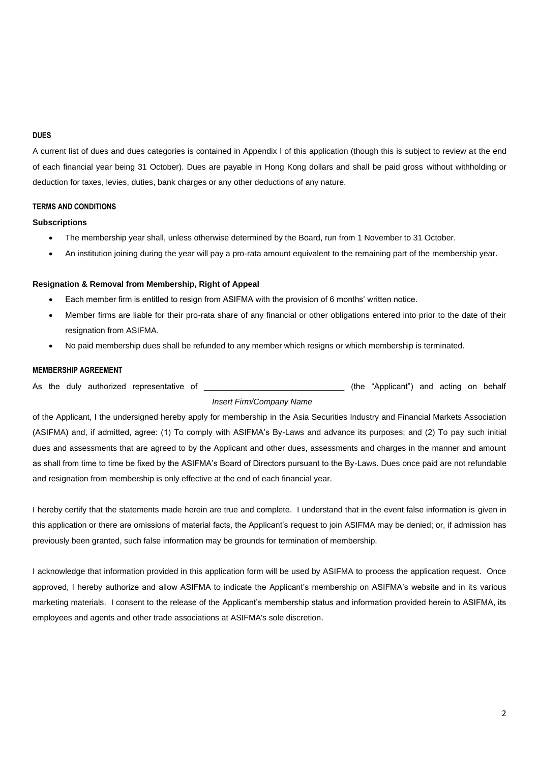## DUES

A current list of dues and dues categories is contained in Appendix I of this application (though this is subject to review at the end of each financial year being 31 October). Dues are payable in Hong Kong dollars and shall be paid gross without withholding or deduction for taxes, levies, duties, bank charges or any other deductions of any nature.

## TERMS AND CONDITIONS

**Subscriptions**

- The membership year shall, unless otherwise determined by the Board, run from 1 November to 31 October.
- An institution joining during the year will pay a pro-rata amount equivalent to the remaining part of the membership year.

**Resignation & Removal from Membership, Right of Appeal**

- Each member firm is entitled to resign from ASIFMA with the provision of 6 months' written notice.
- Member firms are liable for their pro-rata share of any financial or other obligations entered into prior to the date of their resignation from ASIFMA.
- No paid membership dues shall be refunded to any member which resigns or which membership is terminated.

## MEMBERSHIP AGREEMENT

As the duly authorized representative of ______________________________ (the "Applicant") and acting on behalf

*Insert Firm/Company Name*

of the Applicant, I the undersigned hereby apply for membership in the Asia Securities Industry and Financial Markets Association (ASIFMA) and, if admitted, agree: (1) To comply with ASIFMA's By-Laws and advance its purposes; and (2) To pay such initial dues and assessments that are agreed to by the Applicant and other dues, assessments and charges in the manner and amount as shall from time to time be fixed by the ASIFMA's Board of Directors pursuant to the By-Laws. Dues once paid are not refundable and resignation from membership is only effective at the end of each financial year.

I hereby certify that the statements made herein are true and complete. I understand that in the event false information is given in this application or there are omissions of material facts, the Applicant's request to join ASIFMA may be denied; or, if admission has previously been granted, such false information may be grounds for termination of membership.

I acknowledge that information provided in this application form will be used by ASIFMA to process the application request. Once approved, I hereby authorize and allow ASIFMA to indicate the Applicant's membership on ASIFMA's website and in its various marketing materials. I consent to the release of the Applicant's membership status and information provided herein to ASIFMA, its employees and agents and other trade associations at ASIFMA's sole discretion.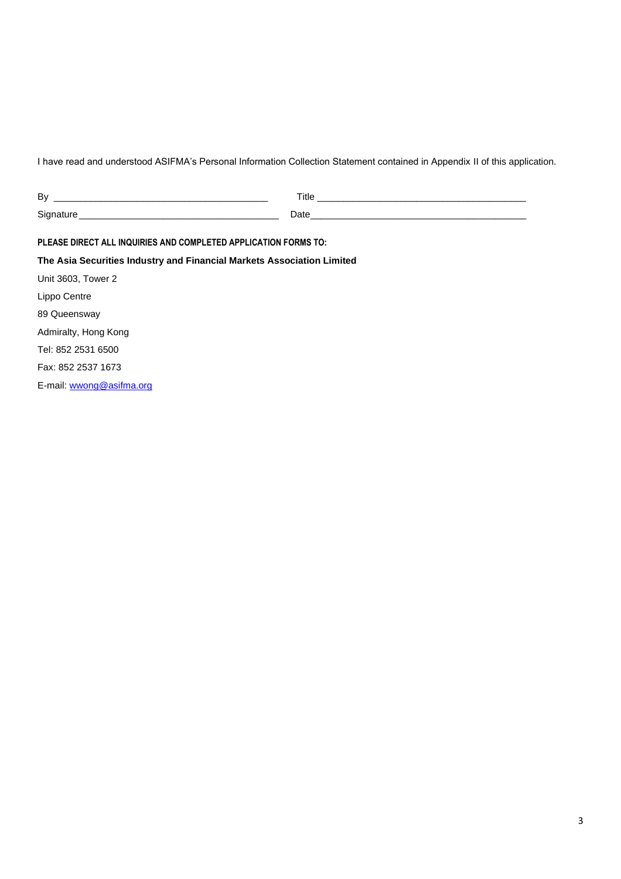I have read and understood ASIFMA's Personal Information Collection Statement contained in Appendix II of this application.

By ________________________________________ Title ________________________________________

Signature ______________________________________ Date ________________________________________

**PLEASE DIRECT ALL INQUIRIES AND COMPLETED APPLICATION FORMS TO:**

**The Asia Securities Industry and Financial Markets Association Limited**

Unit 3603, Tower 2

Lippo Centre

89 Queensway

Admiralty, Hong Kong

Tel: 852 2531 6500

Fax: 852 2537 1673

E-mail: wwong@asifma.org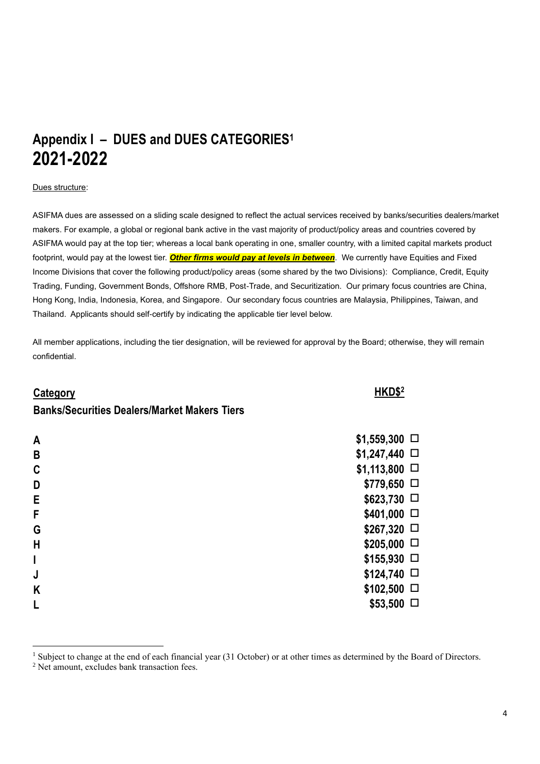# Appendix I – DUES and DUES CATEGORIES[1]
# 2021-2022

<u>Dues structure</u>:

ASIFMA dues are assessed on a sliding scale designed to reflect the actual services received by banks/securities dealers/market makers. For example, a global or regional bank active in the vast majority of product/policy areas and countries covered by ASIFMA would pay at the top tier; whereas a local bank operating in one, smaller country, with a limited capital markets product footprint, would pay at the lowest tier. ***Other firms would pay at levels in between***. We currently have Equities and Fixed Income Divisions that cover the following product/policy areas (some shared by the two Divisions): Compliance, Credit, Equity Trading, Funding, Government Bonds, Offshore RMB, Post-Trade, and Securitization. Our primary focus countries are China, Hong Kong, India, Indonesia, Korea, and Singapore. Our secondary focus countries are Malaysia, Philippines, Taiwan, and Thailand. Applicants should self-certify by indicating the applicable tier level below.

All member applications, including the tier designation, will be reviewed for approval by the Board; otherwise, they will remain confidential.

| Category | HKD$[2] | |
|---|---|---|
| **Banks/Securities Dealers/Market Makers Tiers** | | |
| A | $1,559,300 | ☐ |
| B | $1,247,440 | ☐ |
| C | $1,113,800 | ☐ |
| D | $779,650 | ☐ |
| E | $623,730 | ☐ |
| F | $401,000 | ☐ |
| G | $267,320 | ☐ |
| H | $205,000 | ☐ |
| I | $155,930 | ☐ |
| J | $124,740 | ☐ |
| K | $102,500 | ☐ |
| L | $53,500 | ☐ |

[1] Subject to change at the end of each financial year (31 October) or at other times as determined by the Board of Directors.

[2] Net amount, excludes bank transaction fees.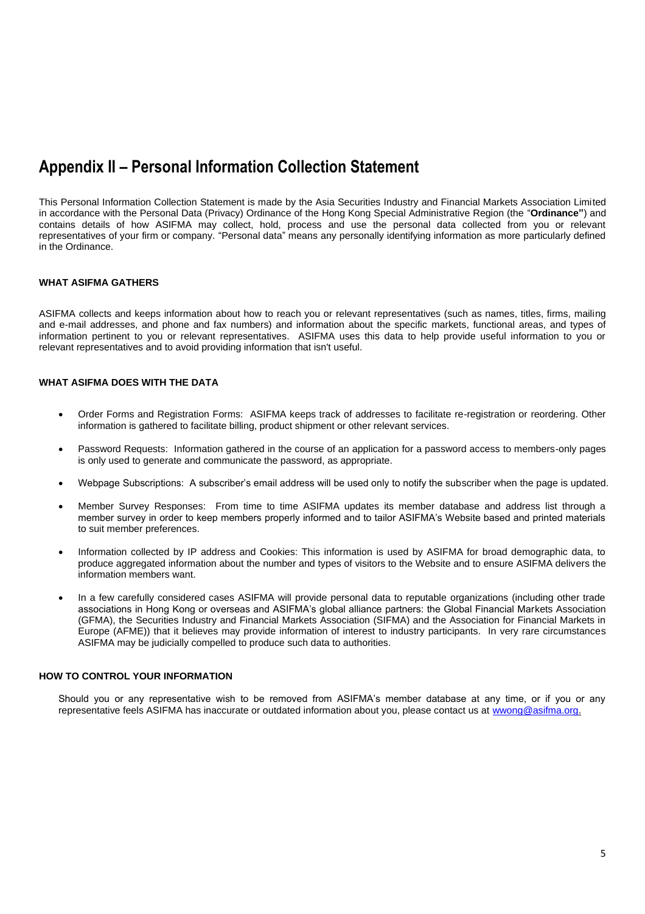# Appendix II – Personal Information Collection Statement

This Personal Information Collection Statement is made by the Asia Securities Industry and Financial Markets Association Limited in accordance with the Personal Data (Privacy) Ordinance of the Hong Kong Special Administrative Region (the "**Ordinance"**) and contains details of how ASIFMA may collect, hold, process and use the personal data collected from you or relevant representatives of your firm or company. "Personal data" means any personally identifying information as more particularly defined in the Ordinance.

### WHAT ASIFMA GATHERS

ASIFMA collects and keeps information about how to reach you or relevant representatives (such as names, titles, firms, mailing and e-mail addresses, and phone and fax numbers) and information about the specific markets, functional areas, and types of information pertinent to you or relevant representatives. ASIFMA uses this data to help provide useful information to you or relevant representatives and to avoid providing information that isn't useful.

### WHAT ASIFMA DOES WITH THE DATA

- Order Forms and Registration Forms: ASIFMA keeps track of addresses to facilitate re-registration or reordering. Other information is gathered to facilitate billing, product shipment or other relevant services.
- Password Requests: Information gathered in the course of an application for a password access to members-only pages is only used to generate and communicate the password, as appropriate.
- Webpage Subscriptions: A subscriber's email address will be used only to notify the subscriber when the page is updated.
- Member Survey Responses: From time to time ASIFMA updates its member database and address list through a member survey in order to keep members properly informed and to tailor ASIFMA's Website based and printed materials to suit member preferences.
- Information collected by IP address and Cookies: This information is used by ASIFMA for broad demographic data, to produce aggregated information about the number and types of visitors to the Website and to ensure ASIFMA delivers the information members want.
- In a few carefully considered cases ASIFMA will provide personal data to reputable organizations (including other trade associations in Hong Kong or overseas and ASIFMA's global alliance partners: the Global Financial Markets Association (GFMA), the Securities Industry and Financial Markets Association (SIFMA) and the Association for Financial Markets in Europe (AFME)) that it believes may provide information of interest to industry participants. In very rare circumstances ASIFMA may be judicially compelled to produce such data to authorities.

### HOW TO CONTROL YOUR INFORMATION

Should you or any representative wish to be removed from ASIFMA's member database at any time, or if you or any representative feels ASIFMA has inaccurate or outdated information about you, please contact us at wwong@asifma.org.